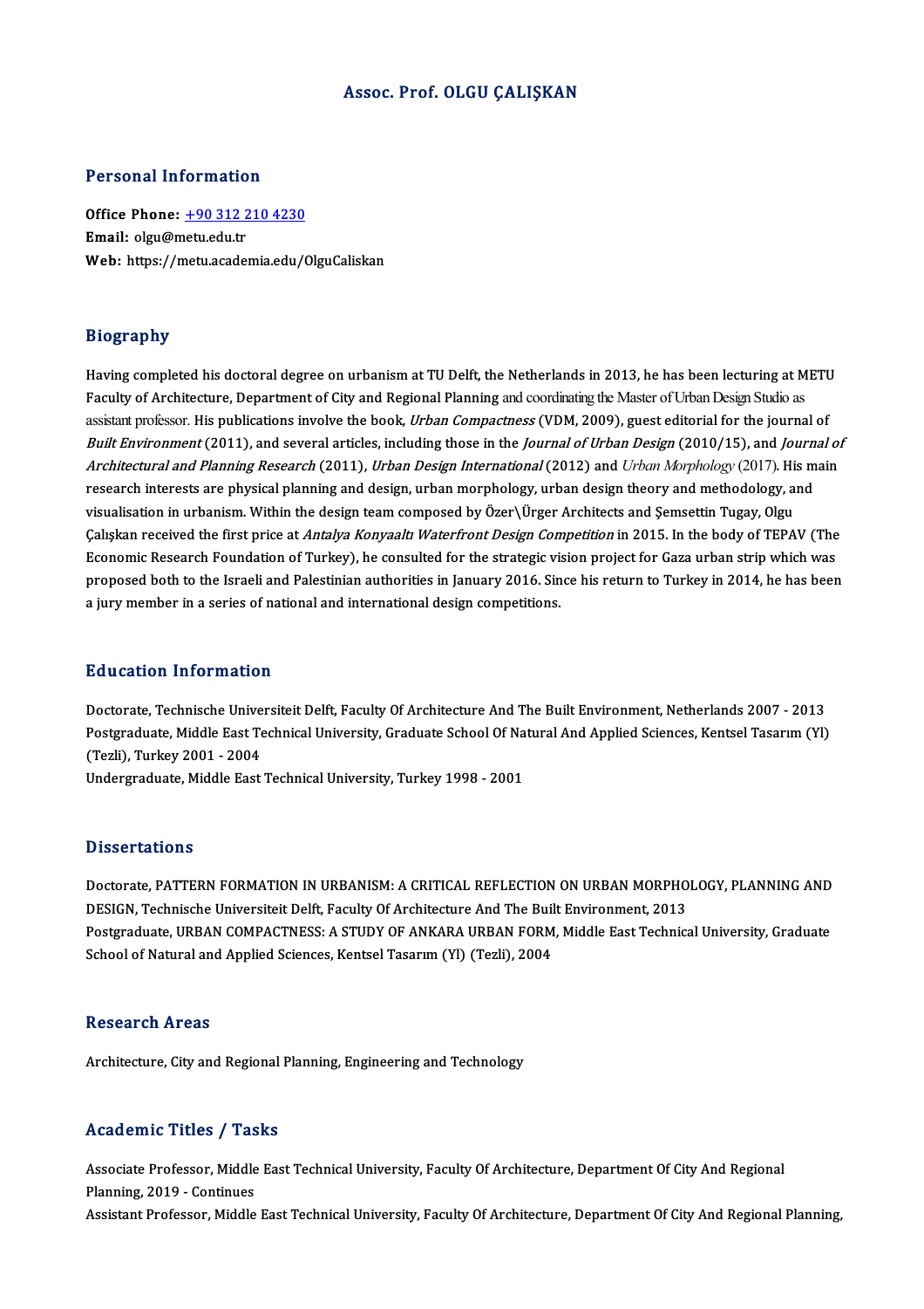# Assoc. Prof. OLGU ÇALIŞKAN

## Personal Information

**Office Phone:** +90 312 210 4230
**Email:** olgu@metu.edu.tr
**Web:** https://metu.academia.edu/OlguCaliskan

## Biography

Having completed his doctoral degree on urbanism at TU Delft, the Netherlands in 2013, he has been lecturing at METU Faculty of Architecture, Department of City and Regional Planning and coordinating the Master of Urban Design Studio as assistant professor. His publications involve the book, *Urban Compactness* (VDM, 2009), guest editorial for the journal of *Built Environment* (2011), and several articles, including those in the *Journal of Urban Design* (2010/15), and *Journal of Architectural and Planning Research* (2011), *Urban Design International* (2012) and *Urban Morphology* (2017). His main research interests are physical planning and design, urban morphology, urban design theory and methodology, and visualisation in urbanism. Within the design team composed by Özer\Ürger Architects and Şemsettin Tugay, Olgu Çalışkan received the first price at *Antalya Konyaaltı Waterfront Design Competition* in 2015. In the body of TEPAV (The Economic Research Foundation of Turkey), he consulted for the strategic vision project for Gaza urban strip which was proposed both to the Israeli and Palestinian authorities in January 2016. Since his return to Turkey in 2014, he has been a jury member in a series of national and international design competitions.

## Education Information

Doctorate, Technische Universiteit Delft, Faculty Of Architecture And The Built Environment, Netherlands 2007 - 2013
Postgraduate, Middle East Technical University, Graduate School Of Natural And Applied Sciences, Kentsel Tasarım (Yl) (Tezli), Turkey 2001 - 2004
Undergraduate, Middle East Technical University, Turkey 1998 - 2001

## Dissertations

Doctorate, PATTERN FORMATION IN URBANISM: A CRITICAL REFLECTION ON URBAN MORPHOLOGY, PLANNING AND DESIGN, Technische Universiteit Delft, Faculty Of Architecture And The Built Environment, 2013
Postgraduate, URBAN COMPACTNESS: A STUDY OF ANKARA URBAN FORM, Middle East Technical University, Graduate School of Natural and Applied Sciences, Kentsel Tasarım (Yl) (Tezli), 2004

## Research Areas

Architecture, City and Regional Planning, Engineering and Technology

## Academic Titles / Tasks

Associate Professor, Middle East Technical University, Faculty Of Architecture, Department Of City And Regional Planning, 2019 - Continues
Assistant Professor, Middle East Technical University, Faculty Of Architecture, Department Of City And Regional Planning,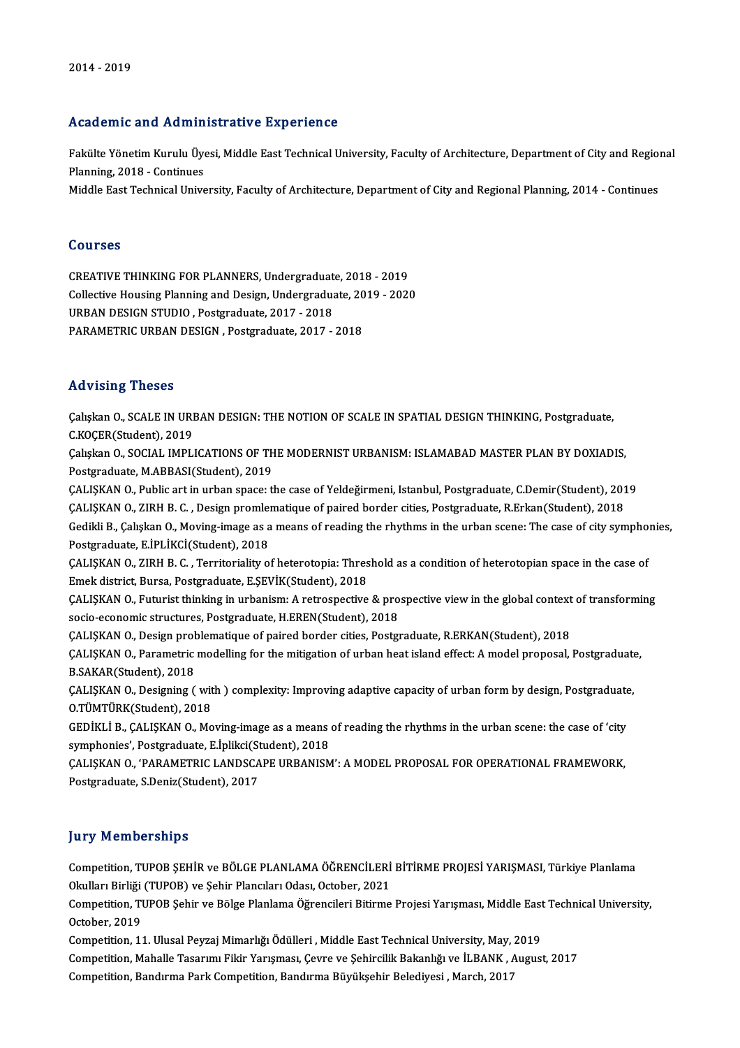2014 - 2019

## Academic and Administrative Experience

Fakülte Yönetim Kurulu Üyesi, Middle East Technical University, Faculty of Architecture, Department of City and Regional Planning, 2018 - Continues

Middle East Technical University, Faculty of Architecture, Department of City and Regional Planning, 2014 - Continues

## Courses

CREATIVE THINKING FOR PLANNERS, Undergraduate, 2018 - 2019

Collective Housing Planning and Design, Undergraduate, 2019 - 2020

URBAN DESIGN STUDIO , Postgraduate, 2017 - 2018

PARAMETRIC URBAN DESIGN , Postgraduate, 2017 - 2018

## Advising Theses

Çalışkan O., SCALE IN URBAN DESIGN: THE NOTION OF SCALE IN SPATIAL DESIGN THINKING, Postgraduate, C.KOÇER(Student), 2019

Çalışkan O., SOCIAL IMPLICATIONS OF THE MODERNIST URBANISM: ISLAMABAD MASTER PLAN BY DOXIADIS, Postgraduate, M.ABBASI(Student), 2019

ÇALIŞKAN O., Public art in urban space: the case of Yeldeğirmeni, Istanbul, Postgraduate, C.Demir(Student), 2019

ÇALIŞKAN O., ZIRH B. C. , Design promlematique of paired border cities, Postgraduate, R.Erkan(Student), 2018

Gedikli B., Çalışkan O., Moving-image as a means of reading the rhythms in the urban scene: The case of city symphonies, Postgraduate, E.İPLİKCİ(Student), 2018

ÇALIŞKAN O., ZIRH B. C. , Territoriality of heterotopia: Threshold as a condition of heterotopian space in the case of Emek district, Bursa, Postgraduate, E.ŞEVİK(Student), 2018

ÇALIŞKAN O., Futurist thinking in urbanism: A retrospective & prospective view in the global context of transforming socio-economic structures, Postgraduate, H.EREN(Student), 2018

ÇALIŞKAN O., Design problematique of paired border cities, Postgraduate, R.ERKAN(Student), 2018

ÇALIŞKAN O., Parametric modelling for the mitigation of urban heat island effect: A model proposal, Postgraduate, B.SAKAR(Student), 2018

ÇALIŞKAN O., Designing ( with ) complexity: Improving adaptive capacity of urban form by design, Postgraduate, O.TÜMTÜRK(Student), 2018

GEDİKLİ B., ÇALIŞKAN O., Moving-image as a means of reading the rhythms in the urban scene: the case of 'city symphonies', Postgraduate, E.İplikci(Student), 2018

ÇALIŞKAN O., 'PARAMETRIC LANDSCAPE URBANISM': A MODEL PROPOSAL FOR OPERATIONAL FRAMEWORK, Postgraduate, S.Deniz(Student), 2017

## Jury Memberships

Competition, TUPOB ŞEHİR ve BÖLGE PLANLAMA ÖĞRENCİLERİ BİTİRME PROJESİ YARIŞMASI, Türkiye Planlama Okulları Birliği (TUPOB) ve Şehir Plancıları Odası, October, 2021

Competition, TUPOB Şehir ve Bölge Planlama Öğrencileri Bitirme Projesi Yarışması, Middle East Technical University, October, 2019

Competition, 11. Ulusal Peyzaj Mimarlığı Ödülleri , Middle East Technical University, May, 2019

Competition, Mahalle Tasarımı Fikir Yarışması, Çevre ve Şehircilik Bakanlığı ve İLBANK , August, 2017

Competition, Bandırma Park Competition, Bandırma Büyükşehir Belediyesi , March, 2017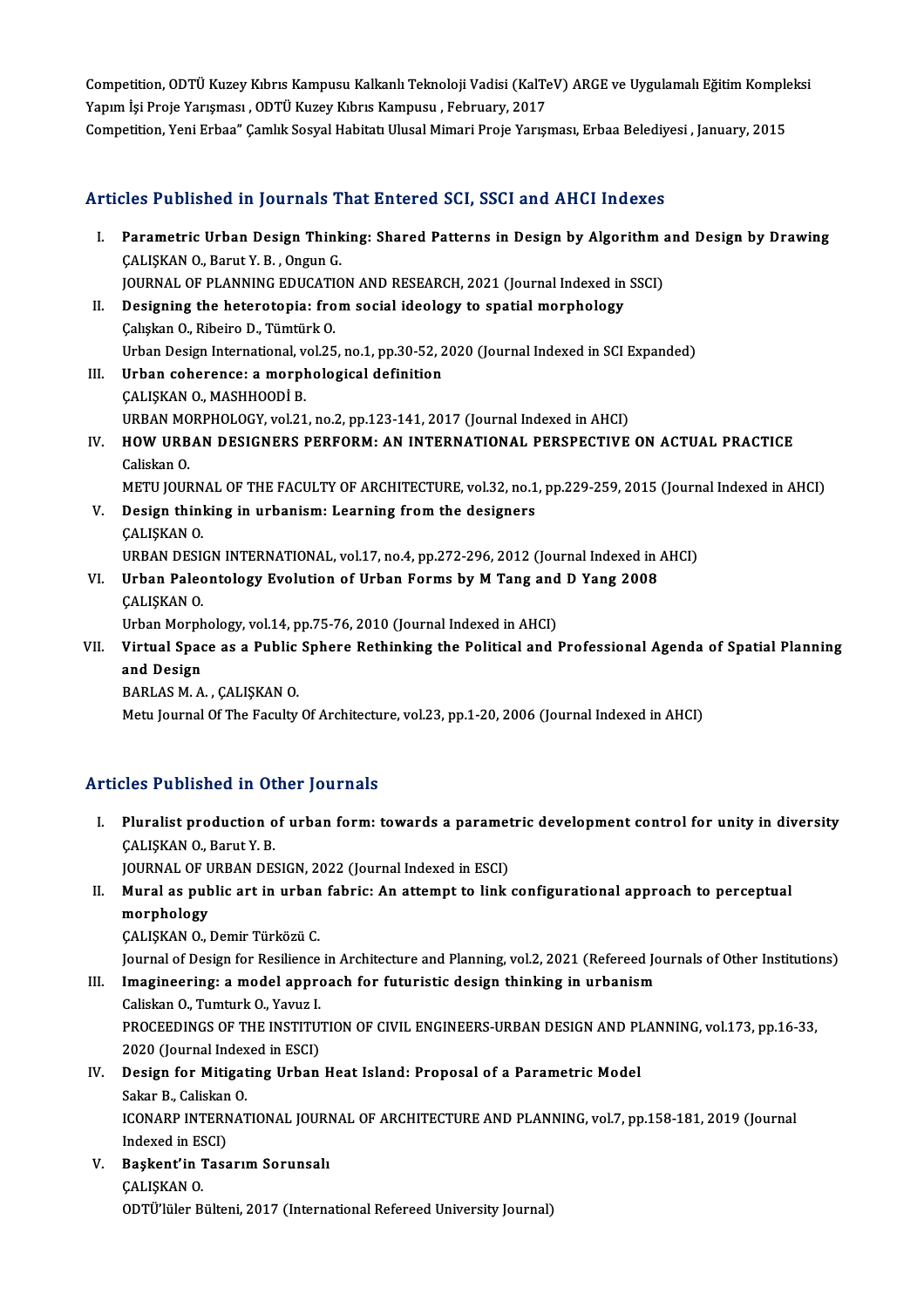Competition, ODTÜ Kuzey Kıbrıs Kampusu Kalkanlı Teknoloji Vadisi (KalTeV) ARGE ve Uygulamalı Eğitim Kompleksi Yapım İşi Proje Yarışması , ODTÜ Kuzey Kıbrıs Kampusu , February, 2017
Competition, Yeni Erbaa" Çamlık Sosyal Habitatı Ulusal Mimari Proje Yarışması, Erbaa Belediyesi , January, 2015

## Articles Published in Journals That Entered SCI, SSCI and AHCI Indexes

I. **Parametric Urban Design Thinking: Shared Patterns in Design by Algorithm and Design by Drawing**
ÇALIŞKAN O., Barut Y. B. , Ongun G.
JOURNAL OF PLANNING EDUCATION AND RESEARCH, 2021 (Journal Indexed in SSCI)

II. **Designing the heterotopia: from social ideology to spatial morphology**
Çalışkan O., Ribeiro D., Tümtürk O.
Urban Design International, vol.25, no.1, pp.30-52, 2020 (Journal Indexed in SCI Expanded)

III. **Urban coherence: a morphological definition**
ÇALIŞKAN O., MASHHOODİ B.
URBAN MORPHOLOGY, vol.21, no.2, pp.123-141, 2017 (Journal Indexed in AHCI)

IV. **HOW URBAN DESIGNERS PERFORM: AN INTERNATIONAL PERSPECTIVE ON ACTUAL PRACTICE**
Caliskan O.
METU JOURNAL OF THE FACULTY OF ARCHITECTURE, vol.32, no.1, pp.229-259, 2015 (Journal Indexed in AHCI)

V. **Design thinking in urbanism: Learning from the designers**
ÇALIŞKAN O.
URBAN DESIGN INTERNATIONAL, vol.17, no.4, pp.272-296, 2012 (Journal Indexed in AHCI)

VI. **Urban Paleontology Evolution of Urban Forms by M Tang and D Yang 2008**
ÇALIŞKAN O.
Urban Morphology, vol.14, pp.75-76, 2010 (Journal Indexed in AHCI)

VII. **Virtual Space as a Public Sphere Rethinking the Political and Professional Agenda of Spatial Planning and Design**
BARLAS M. A. , ÇALIŞKAN O.
Metu Journal Of The Faculty Of Architecture, vol.23, pp.1-20, 2006 (Journal Indexed in AHCI)

## Articles Published in Other Journals

I. **Pluralist production of urban form: towards a parametric development control for unity in diversity**
ÇALIŞKAN O., Barut Y. B.
JOURNAL OF URBAN DESIGN, 2022 (Journal Indexed in ESCI)

II. **Mural as public art in urban fabric: An attempt to link configurational approach to perceptual morphology**
ÇALIŞKAN O., Demir Türközü C.
Journal of Design for Resilience in Architecture and Planning, vol.2, 2021 (Refereed Journals of Other Institutions)

III. **Imagineering: a model approach for futuristic design thinking in urbanism**
Caliskan O., Tumturk O., Yavuz I.
PROCEEDINGS OF THE INSTITUTION OF CIVIL ENGINEERS-URBAN DESIGN AND PLANNING, vol.173, pp.16-33, 2020 (Journal Indexed in ESCI)

IV. **Design for Mitigating Urban Heat Island: Proposal of a Parametric Model**
Sakar B., Caliskan O.
ICONARP INTERNATIONAL JOURNAL OF ARCHITECTURE AND PLANNING, vol.7, pp.158-181, 2019 (Journal Indexed in ESCI)

V. **Başkent'in Tasarım Sorunsalı**
ÇALIŞKAN O.
ODTÜ'lüler Bülteni, 2017 (International Refereed University Journal)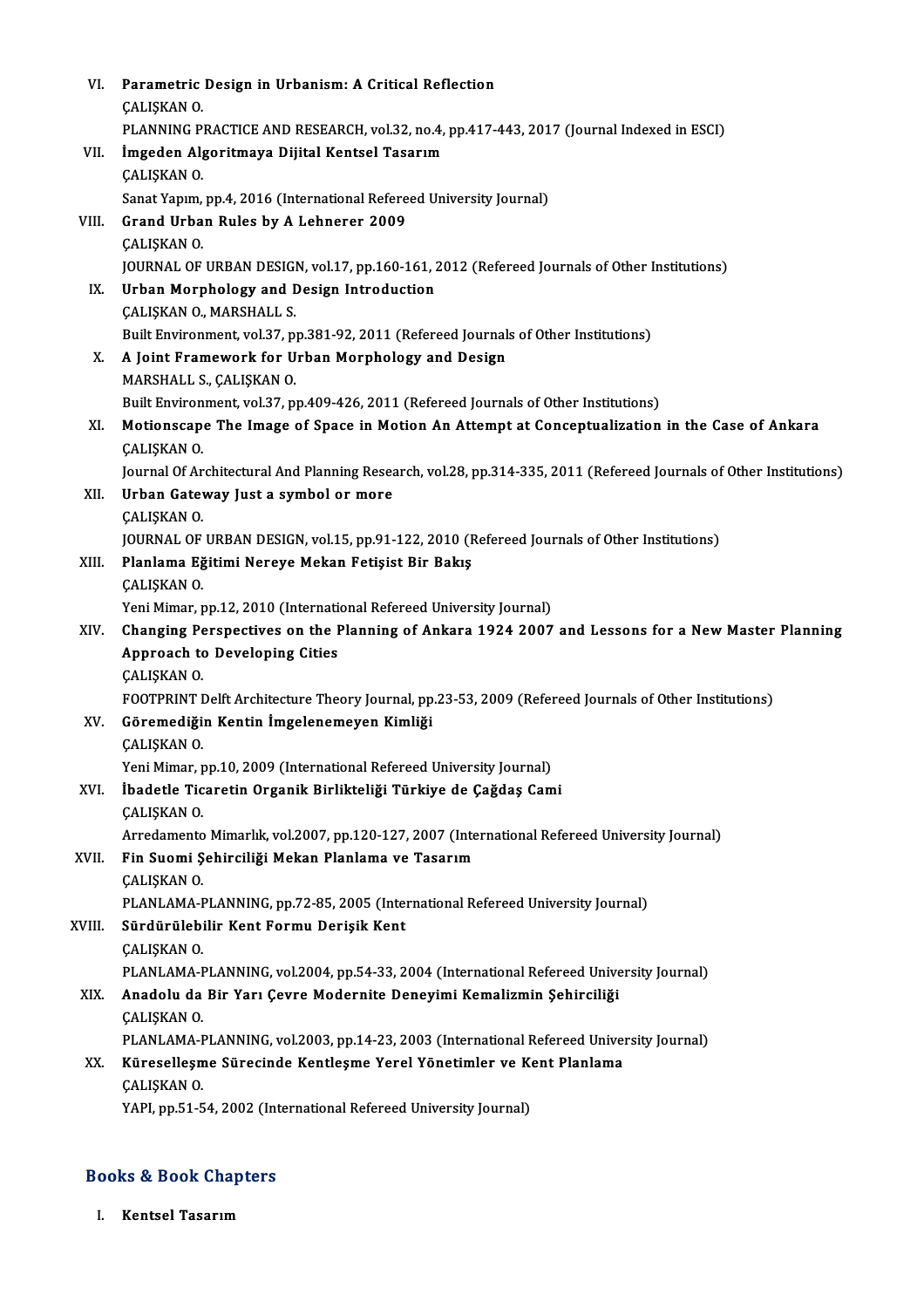VI. **Parametric Design in Urbanism: A Critical Reflection**
ÇALIŞKAN O.
PLANNING PRACTICE AND RESEARCH, vol.32, no.4, pp.417-443, 2017 (Journal Indexed in ESCI)

VII. **İmgeden Algoritmaya Dijital Kentsel Tasarım**
ÇALIŞKAN O.
Sanat Yapım, pp.4, 2016 (International Refereed University Journal)

VIII. **Grand Urban Rules by A Lehnerer 2009**
ÇALIŞKAN O.
JOURNAL OF URBAN DESIGN, vol.17, pp.160-161, 2012 (Refereed Journals of Other Institutions)

IX. **Urban Morphology and Design Introduction**
ÇALIŞKAN O., MARSHALL S.
Built Environment, vol.37, pp.381-92, 2011 (Refereed Journals of Other Institutions)

X. **A Joint Framework for Urban Morphology and Design**
MARSHALL S., ÇALIŞKAN O.
Built Environment, vol.37, pp.409-426, 2011 (Refereed Journals of Other Institutions)

XI. **Motionscape The Image of Space in Motion An Attempt at Conceptualization in the Case of Ankara**
ÇALIŞKAN O.
Journal Of Architectural And Planning Research, vol.28, pp.314-335, 2011 (Refereed Journals of Other Institutions)

XII. **Urban Gateway Just a symbol or more**
ÇALIŞKAN O.
JOURNAL OF URBAN DESIGN, vol.15, pp.91-122, 2010 (Refereed Journals of Other Institutions)

XIII. **Planlama Eğitimi Nereye Mekan Fetişist Bir Bakış**
ÇALIŞKAN O.
Yeni Mimar, pp.12, 2010 (International Refereed University Journal)

XIV. **Changing Perspectives on the Planning of Ankara 1924 2007 and Lessons for a New Master Planning Approach to Developing Cities**
ÇALIŞKAN O.
FOOTPRINT Delft Architecture Theory Journal, pp.23-53, 2009 (Refereed Journals of Other Institutions)

XV. **Göremediğin Kentin İmgelenemeyen Kimliği**
ÇALIŞKAN O.
Yeni Mimar, pp.10, 2009 (International Refereed University Journal)

XVI. **İbadetle Ticaretin Organik Birlikteliği Türkiye de Çağdaş Cami**
ÇALIŞKAN O.
Arredamento Mimarlık, vol.2007, pp.120-127, 2007 (International Refereed University Journal)

XVII. **Fin Suomi Şehirciliği Mekan Planlama ve Tasarım**
ÇALIŞKAN O.
PLANLAMA-PLANNING, pp.72-85, 2005 (International Refereed University Journal)

XVIII. **Sürdürülebilir Kent Formu Derişik Kent**
ÇALIŞKAN O.
PLANLAMA-PLANNING, vol.2004, pp.54-33, 2004 (International Refereed University Journal)

XIX. **Anadolu da Bir Yarı Çevre Modernite Deneyimi Kemalizmin Şehirciliği**
ÇALIŞKAN O.
PLANLAMA-PLANNING, vol.2003, pp.14-23, 2003 (International Refereed University Journal)

XX. **Küreselleşme Sürecinde Kentleşme Yerel Yönetimler ve Kent Planlama**
ÇALIŞKAN O.
YAPI, pp.51-54, 2002 (International Refereed University Journal)

## Books & Book Chapters

I. **Kentsel Tasarım**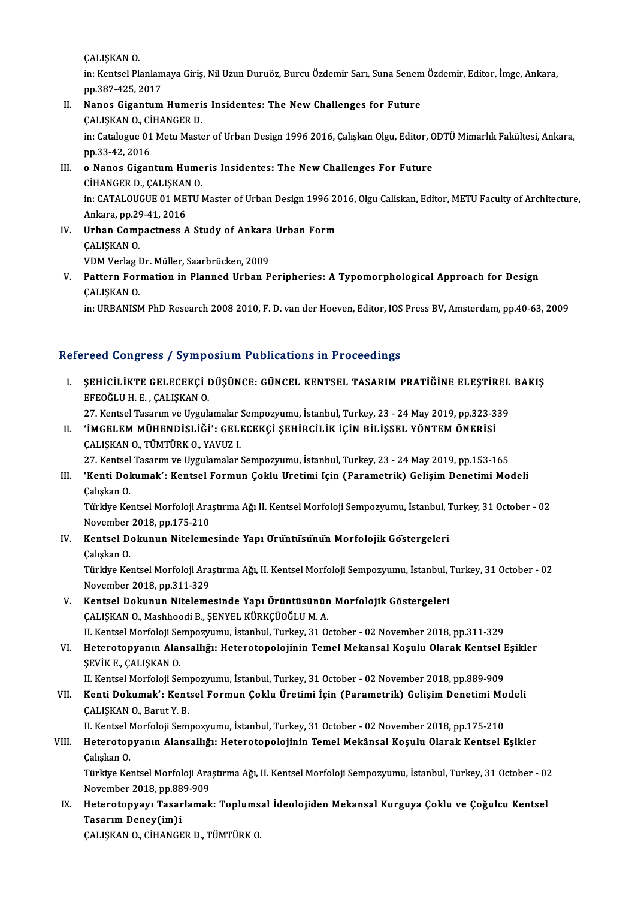ÇALIŞKAN O.
in: Kentsel Planlamaya Giriş, Nil Uzun Duruöz, Burcu Özdemir Sarı, Suna Senem Özdemir, Editor, İmge, Ankara, pp.387-425, 2017

II. **Nanos Gigantum Humeris Insidentes: The New Challenges for Future**
ÇALIŞKAN O., CİHANGER D.
in: Catalogue 01 Metu Master of Urban Design 1996 2016, Çalışkan Olgu, Editor, ODTÜ Mimarlık Fakültesi, Ankara, pp.33-42, 2016

III. **o Nanos Gigantum Humeris Insidentes: The New Challenges For Future**
CİHANGER D., ÇALIŞKAN O.
in: CATALOUGUE 01 METU Master of Urban Design 1996 2016, Olgu Caliskan, Editor, METU Faculty of Architecture, Ankara, pp.29-41, 2016

IV. **Urban Compactness A Study of Ankara Urban Form**
ÇALIŞKAN O.
VDM Verlag Dr. Müller, Saarbrücken, 2009

V. **Pattern Formation in Planned Urban Peripheries: A Typomorphological Approach for Design**
ÇALIŞKAN O.
in: URBANISM PhD Research 2008 2010, F. D. van der Hoeven, Editor, IOS Press BV, Amsterdam, pp.40-63, 2009

## Refereed Congress / Symposium Publications in Proceedings

I. **ŞEHİCİLİKTE GELECEKÇİ DÜŞÜNCE: GÜNCEL KENTSEL TASARIM PRATİĞİNE ELEŞTİREL BAKIŞ**
EFEOĞLU H. E. , ÇALIŞKAN O.
27. Kentsel Tasarım ve Uygulamalar Sempozyumu, İstanbul, Turkey, 23 - 24 May 2019, pp.323-339

II. **'İMGELEM MÜHENDİSLİĞİ': GELECEKÇİ ŞEHİRCİLİK İÇİN BİLİŞSEL YÖNTEM ÖNERİSİ**
ÇALIŞKAN O., TÜMTÜRK O., YAVUZ I.
27. Kentsel Tasarım ve Uygulamalar Sempozyumu, İstanbul, Turkey, 23 - 24 May 2019, pp.153-165

III. **'Kenti Dokumak': Kentsel Formun Çoklu Uretimi Için (Parametrik) Gelişim Denetimi Modeli**
Çalışkan O.
Türkiye Kentsel Morfoloji Araştırma Ağı II. Kentsel Morfoloji Sempozyumu, İstanbul, Turkey, 31 October - 02 November 2018, pp.175-210

IV. **Kentsel Dokunun Nitelemesinde Yapı Örüntüsünün Morfolojik Göstergeleri**
Çalışkan O.
Türkiye Kentsel Morfoloji Araştırma Ağı, II. Kentsel Morfoloji Sempozyumu, İstanbul, Turkey, 31 October - 02 November 2018, pp.311-329

V. **Kentsel Dokunun Nitelemesinde Yapı Örüntüsünün Morfolojik Göstergeleri**
ÇALIŞKAN O., Mashhoodi B., ŞENYEL KÜRKÇÜOĞLU M. A.
II. Kentsel Morfoloji Sempozyumu, İstanbul, Turkey, 31 October - 02 November 2018, pp.311-329

VI. **Heterotopyanın Alansallığı: Heterotopolojinin Temel Mekansal Koşulu Olarak Kentsel Eşikler**
ŞEVİK E., ÇALIŞKAN O.
II. Kentsel Morfoloji Sempozyumu, İstanbul, Turkey, 31 October - 02 November 2018, pp.889-909

VII. **Kenti Dokumak': Kentsel Formun Çoklu Üretimi İçin (Parametrik) Gelişim Denetimi Modeli**
ÇALIŞKAN O., Barut Y. B.
II. Kentsel Morfoloji Sempozyumu, İstanbul, Turkey, 31 October - 02 November 2018, pp.175-210

VIII. **Heterotopyanın Alansallığı: Heterotopolojinin Temel Mekânsal Koşulu Olarak Kentsel Eşikler**
Çalışkan O.
Türkiye Kentsel Morfoloji Araştırma Ağı, II. Kentsel Morfoloji Sempozyumu, İstanbul, Turkey, 31 October - 02 November 2018, pp.889-909

IX. **Heterotopyayı Tasarlamak: Toplumsal İdeolojiden Mekansal Kurguya Çoklu ve Çoğulcu Kentsel Tasarım Deney(im)i**
ÇALIŞKAN O., CİHANGER D., TÜMTÜRK O.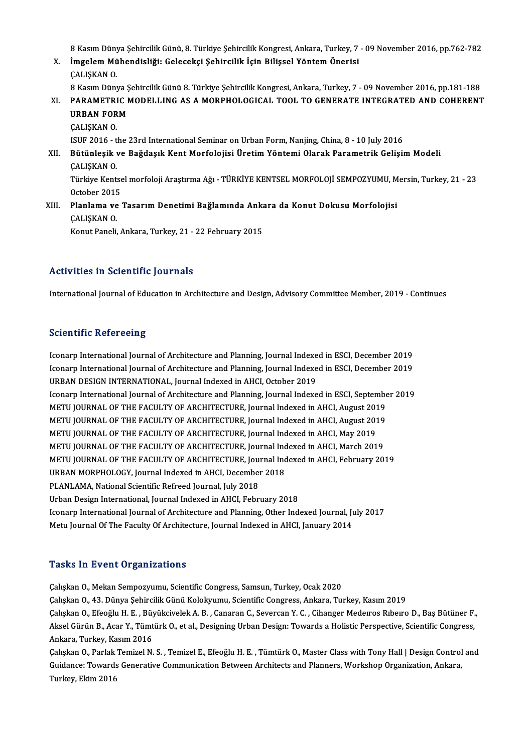8 Kasım Dünya Şehircilik Günü, 8. Türkiye Şehircilik Kongresi, Ankara, Turkey, 7 - 09 November 2016, pp.762-782

X. **İmgelem Mühendisliği: Gelecekçi Şehircilik İçin Bilişsel Yöntem Önerisi**
ÇALIŞKAN O.
8 Kasım Dünya Şehircilik Günü 8. Türkiye Şehircilik Kongresi, Ankara, Turkey, 7 - 09 November 2016, pp.181-188

XI. **PARAMETRIC MODELLING AS A MORPHOLOGICAL TOOL TO GENERATE INTEGRATED AND COHERENT URBAN FORM**
ÇALIŞKAN O.
ISUF 2016 - the 23rd International Seminar on Urban Form, Nanjing, China, 8 - 10 July 2016

XII. **Bütünleşik ve Bağdaşık Kent Morfolojisi Üretim Yöntemi Olarak Parametrik Gelişim Modeli**
ÇALIŞKAN O.
Türkiye Kentsel morfoloji Araştırma Ağı - TÜRKİYE KENTSEL MORFOLOJİ SEMPOZYUMU, Mersin, Turkey, 21 - 23 October 2015

XIII. **Planlama ve Tasarım Denetimi Bağlamında Ankara da Konut Dokusu Morfolojisi**
ÇALIŞKAN O.
Konut Paneli, Ankara, Turkey, 21 - 22 February 2015

## Activities in Scientific Journals

International Journal of Education in Architecture and Design, Advisory Committee Member, 2019 - Continues

## Scientific Refereeing

Iconarp International Journal of Architecture and Planning, Journal Indexed in ESCI, December 2019
Iconarp International Journal of Architecture and Planning, Journal Indexed in ESCI, December 2019
URBAN DESIGN INTERNATIONAL, Journal Indexed in AHCI, October 2019
Iconarp International Journal of Architecture and Planning, Journal Indexed in ESCI, September 2019
METU JOURNAL OF THE FACULTY OF ARCHITECTURE, Journal Indexed in AHCI, August 2019
METU JOURNAL OF THE FACULTY OF ARCHITECTURE, Journal Indexed in AHCI, August 2019
METU JOURNAL OF THE FACULTY OF ARCHITECTURE, Journal Indexed in AHCI, May 2019
METU JOURNAL OF THE FACULTY OF ARCHITECTURE, Journal Indexed in AHCI, March 2019
METU JOURNAL OF THE FACULTY OF ARCHITECTURE, Journal Indexed in AHCI, February 2019
URBAN MORPHOLOGY, Journal Indexed in AHCI, December 2018
PLANLAMA, National Scientific Refreed Journal, July 2018
Urban Design International, Journal Indexed in AHCI, February 2018
Iconarp International Journal of Architecture and Planning, Other Indexed Journal, July 2017
Metu Journal Of The Faculty Of Architecture, Journal Indexed in AHCI, January 2014

## Tasks In Event Organizations

Çalışkan O., Mekan Sempozyumu, Scientific Congress, Samsun, Turkey, Ocak 2020
Çalışkan O., 43. Dünya Şehircilik Günü Kolokyumu, Scientific Congress, Ankara, Turkey, Kasım 2019
Çalışkan O., Efeoğlu H. E. , Büyükcivelek A. B. , Canaran C., Severcan Y. C. , Cihanger Medeıros Rıbeıro D., Baş Bütüner F., Aksel Gürün B., Acar Y., Tümtürk O., et al., Designing Urban Design: Towards a Holistic Perspective, Scientific Congress, Ankara, Turkey, Kasım 2016
Çalışkan O., Parlak Temizel N. S. , Temizel E., Efeoğlu H. E. , Tümtürk O., Master Class with Tony Hall | Design Control and Guidance: Towards Generative Communication Between Architects and Planners, Workshop Organization, Ankara, Turkey, Ekim 2016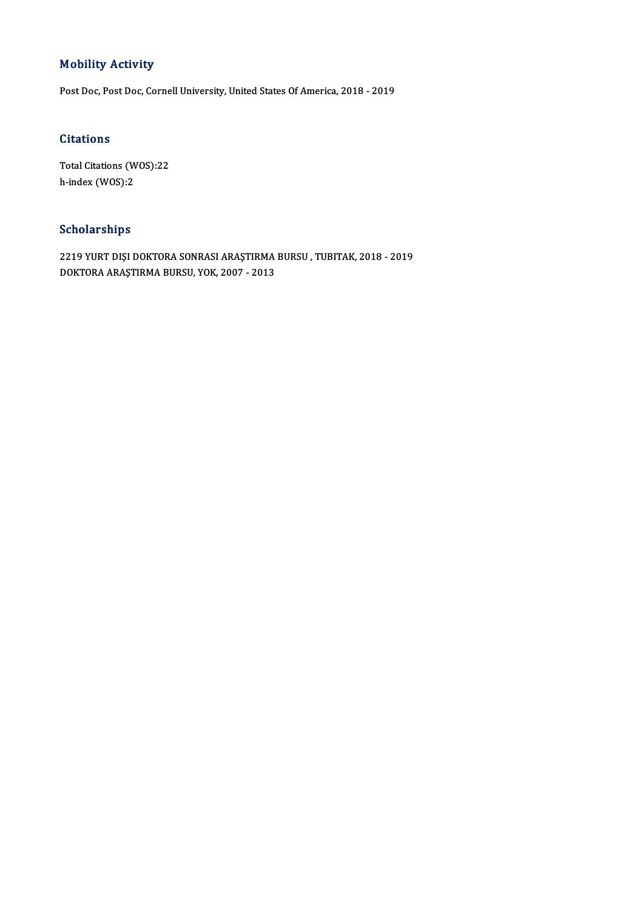## Mobility Activity

Post Doc, Post Doc, Cornell University, United States Of America, 2018 - 2019

## Citations

Total Citations (WOS):22
h-index (WOS):2

## Scholarships

2219 YURT DIŞI DOKTORA SONRASI ARAŞTIRMA BURSU , TUBITAK, 2018 - 2019
DOKTORA ARAŞTIRMA BURSU, YOK, 2007 - 2013